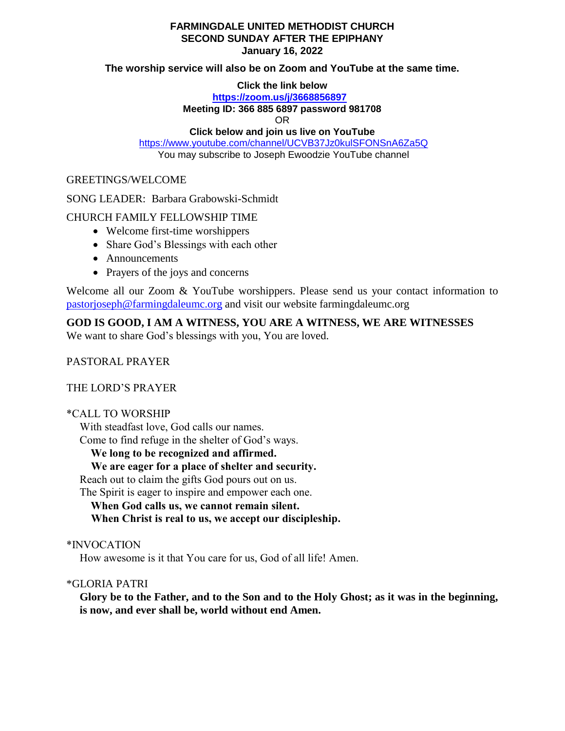**FARMINGDALE UNITED METHODIST CHURCH**
**SECOND SUNDAY AFTER THE EPIPHANY**
**January 16, 2022**

**The worship service will also be on Zoom and YouTube at the same time.**

**Click the link below**
**https://zoom.us/j/3668856897**
**Meeting ID: 366 885 6897 password 981708**
OR
**Click below and join us live on YouTube**
https://www.youtube.com/channel/UCVB37Jz0kulSFONSnA6Za5Q
You may subscribe to Joseph Ewoodzie YouTube channel

GREETINGS/WELCOME

SONG LEADER: Barbara Grabowski-Schmidt

CHURCH FAMILY FELLOWSHIP TIME

- Welcome first-time worshippers
- Share God's Blessings with each other
- Announcements
- Prayers of the joys and concerns

Welcome all our Zoom & YouTube worshippers. Please send us your contact information to pastorjoseph@farmingdaleumc.org and visit our website farmingdaleumc.org

**GOD IS GOOD, I AM A WITNESS, YOU ARE A WITNESS, WE ARE WITNESSES**
We want to share God's blessings with you, You are loved.

PASTORAL PRAYER

THE LORD'S PRAYER

*CALL TO WORSHIP
With steadfast love, God calls our names.
Come to find refuge in the shelter of God's ways.
**We long to be recognized and affirmed.**
**We are eager for a place of shelter and security.**
Reach out to claim the gifts God pours out on us.
The Spirit is eager to inspire and empower each one.
**When God calls us, we cannot remain silent.**
**When Christ is real to us, we accept our discipleship.**

*INVOCATION
How awesome is it that You care for us, God of all life! Amen.

*GLORIA PATRI
**Glory be to the Father, and to the Son and to the Holy Ghost; as it was in the beginning, is now, and ever shall be, world without end Amen.**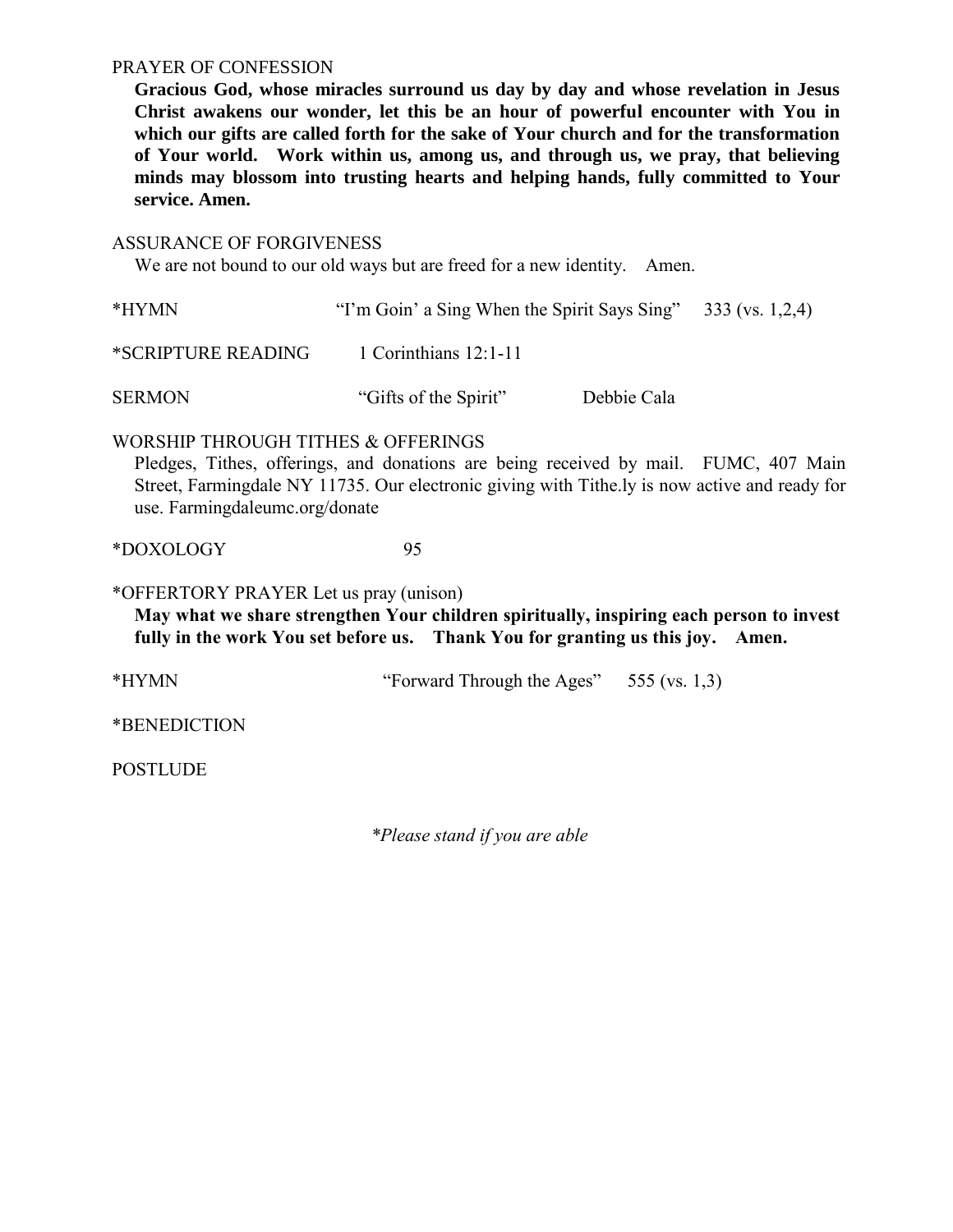PRAYER OF CONFESSION

**Gracious God, whose miracles surround us day by day and whose revelation in Jesus Christ awakens our wonder, let this be an hour of powerful encounter with You in which our gifts are called forth for the sake of Your church and for the transformation of Your world. Work within us, among us, and through us, we pray, that believing minds may blossom into trusting hearts and helping hands, fully committed to Your service. Amen.**

ASSURANCE OF FORGIVENESS

We are not bound to our old ways but are freed for a new identity. Amen.

*HYMN "I'm Goin' a Sing When the Spirit Says Sing" 333 (vs. 1,2,4)

*SCRIPTURE READING 1 Corinthians 12:1-11

SERMON "Gifts of the Spirit" Debbie Cala

WORSHIP THROUGH TITHES & OFFERINGS

Pledges, Tithes, offerings, and donations are being received by mail. FUMC, 407 Main Street, Farmingdale NY 11735. Our electronic giving with Tithe.ly is now active and ready for use. Farmingdaleumc.org/donate

*DOXOLOGY 95

*OFFERTORY PRAYER Let us pray (unison)

**May what we share strengthen Your children spiritually, inspiring each person to invest fully in the work You set before us. Thank You for granting us this joy. Amen.**

*HYMN "Forward Through the Ages" 555 (vs. 1,3)

*BENEDICTION

POSTLUDE

*\*Please stand if you are able*